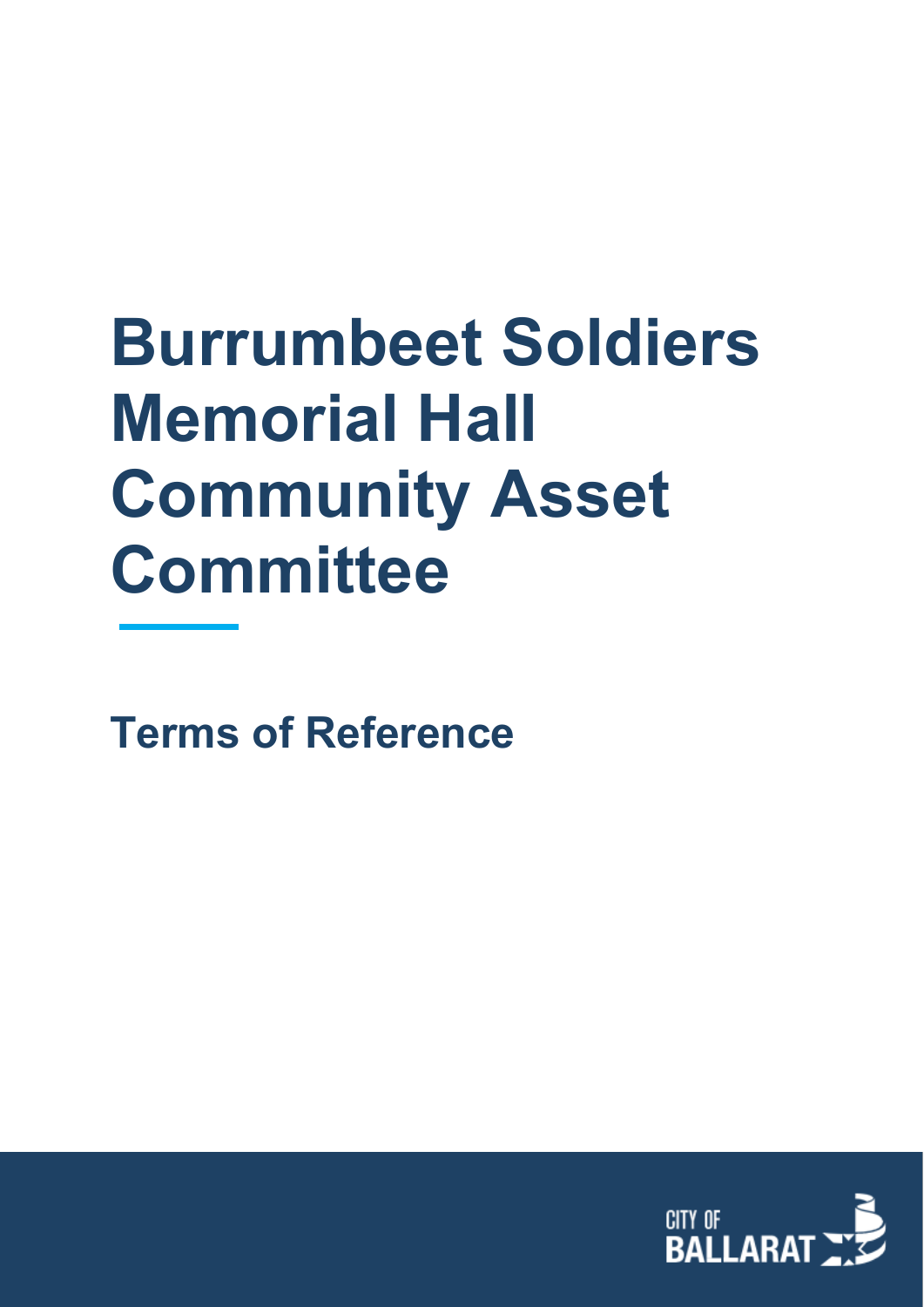# Burrumbeet Soldiers Memorial Hall Community Asset Committee

## Terms of Reference

CITY OF BALLARAT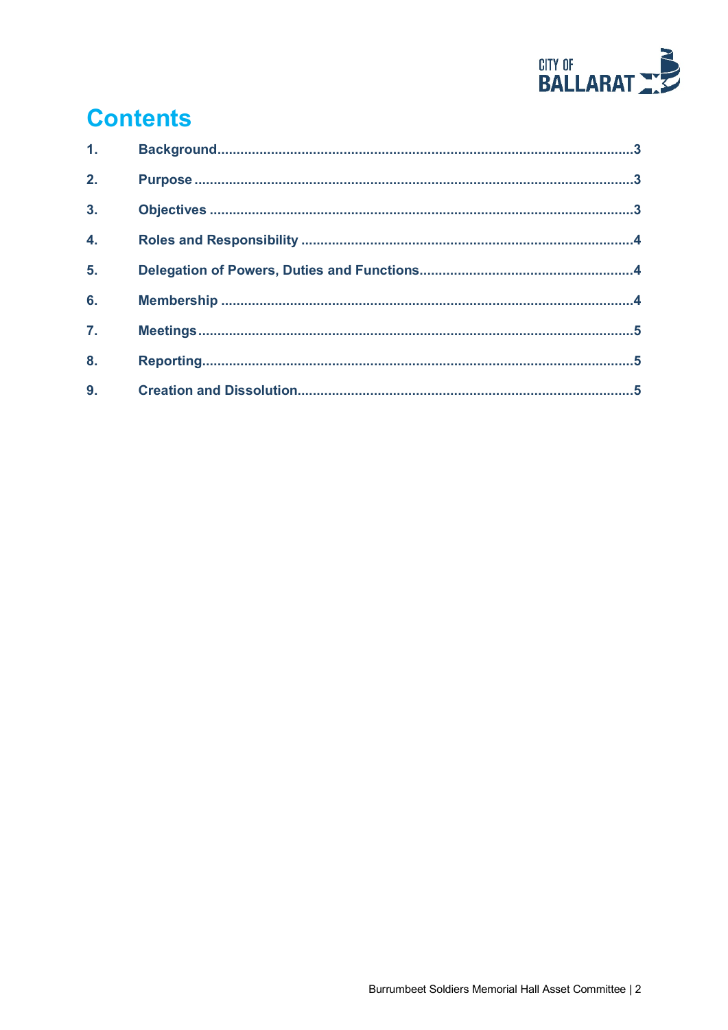# Contents

1. Background....3
2. Purpose....3
3. Objectives....3
4. Roles and Responsibility....4
5. Delegation of Powers, Duties and Functions....4
6. Membership....4
7. Meetings....5
8. Reporting....5
9. Creation and Dissolution....5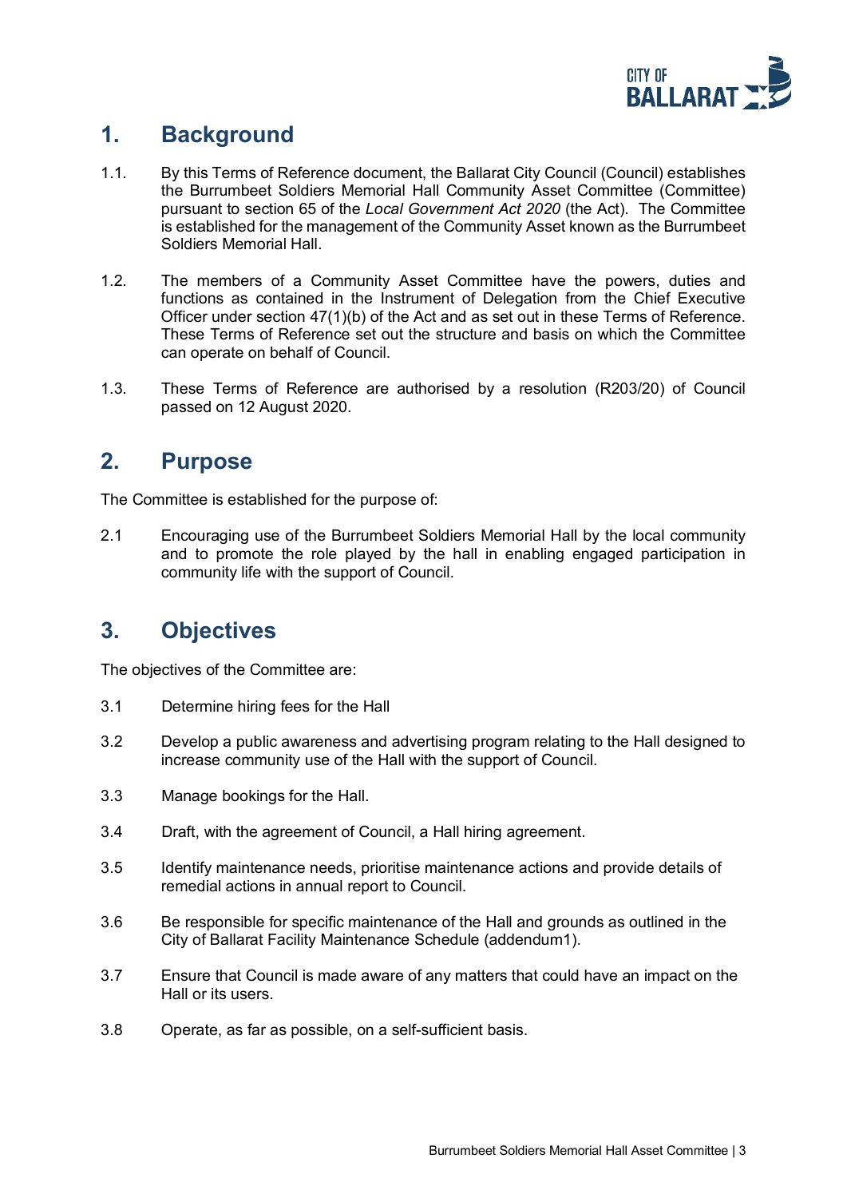## 1. Background

1.1. By this Terms of Reference document, the Ballarat City Council (Council) establishes the Burrumbeet Soldiers Memorial Hall Community Asset Committee (Committee) pursuant to section 65 of the *Local Government Act 2020* (the Act). The Committee is established for the management of the Community Asset known as the Burrumbeet Soldiers Memorial Hall.

1.2. The members of a Community Asset Committee have the powers, duties and functions as contained in the Instrument of Delegation from the Chief Executive Officer under section 47(1)(b) of the Act and as set out in these Terms of Reference. These Terms of Reference set out the structure and basis on which the Committee can operate on behalf of Council.

1.3. These Terms of Reference are authorised by a resolution (R203/20) of Council passed on 12 August 2020.

## 2. Purpose

The Committee is established for the purpose of:

2.1 Encouraging use of the Burrumbeet Soldiers Memorial Hall by the local community and to promote the role played by the hall in enabling engaged participation in community life with the support of Council.

## 3. Objectives

The objectives of the Committee are:

3.1 Determine hiring fees for the Hall

3.2 Develop a public awareness and advertising program relating to the Hall designed to increase community use of the Hall with the support of Council.

3.3 Manage bookings for the Hall.

3.4 Draft, with the agreement of Council, a Hall hiring agreement.

3.5 Identify maintenance needs, prioritise maintenance actions and provide details of remedial actions in annual report to Council.

3.6 Be responsible for specific maintenance of the Hall and grounds as outlined in the City of Ballarat Facility Maintenance Schedule (addendum1).

3.7 Ensure that Council is made aware of any matters that could have an impact on the Hall or its users.

3.8 Operate, as far as possible, on a self-sufficient basis.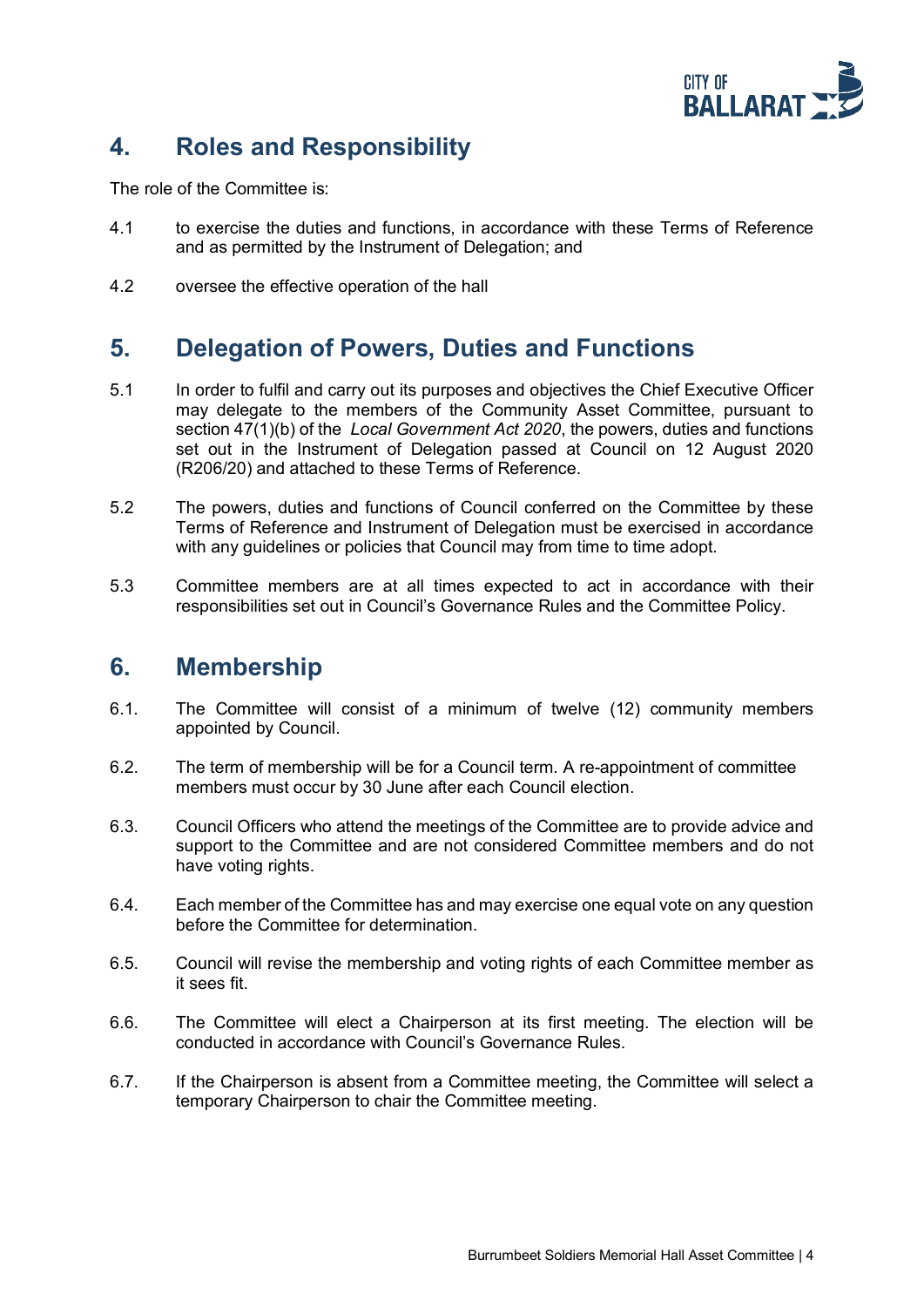## 4. Roles and Responsibility

The role of the Committee is:

4.1 to exercise the duties and functions, in accordance with these Terms of Reference and as permitted by the Instrument of Delegation; and

4.2 oversee the effective operation of the hall

## 5. Delegation of Powers, Duties and Functions

5.1 In order to fulfil and carry out its purposes and objectives the Chief Executive Officer may delegate to the members of the Community Asset Committee, pursuant to section 47(1)(b) of the *Local Government Act 2020*, the powers, duties and functions set out in the Instrument of Delegation passed at Council on 12 August 2020 (R206/20) and attached to these Terms of Reference.

5.2 The powers, duties and functions of Council conferred on the Committee by these Terms of Reference and Instrument of Delegation must be exercised in accordance with any guidelines or policies that Council may from time to time adopt.

5.3 Committee members are at all times expected to act in accordance with their responsibilities set out in Council's Governance Rules and the Committee Policy.

## 6. Membership

6.1. The Committee will consist of a minimum of twelve (12) community members appointed by Council.

6.2. The term of membership will be for a Council term. A re-appointment of committee members must occur by 30 June after each Council election.

6.3. Council Officers who attend the meetings of the Committee are to provide advice and support to the Committee and are not considered Committee members and do not have voting rights.

6.4. Each member of the Committee has and may exercise one equal vote on any question before the Committee for determination.

6.5. Council will revise the membership and voting rights of each Committee member as it sees fit.

6.6. The Committee will elect a Chairperson at its first meeting. The election will be conducted in accordance with Council's Governance Rules.

6.7. If the Chairperson is absent from a Committee meeting, the Committee will select a temporary Chairperson to chair the Committee meeting.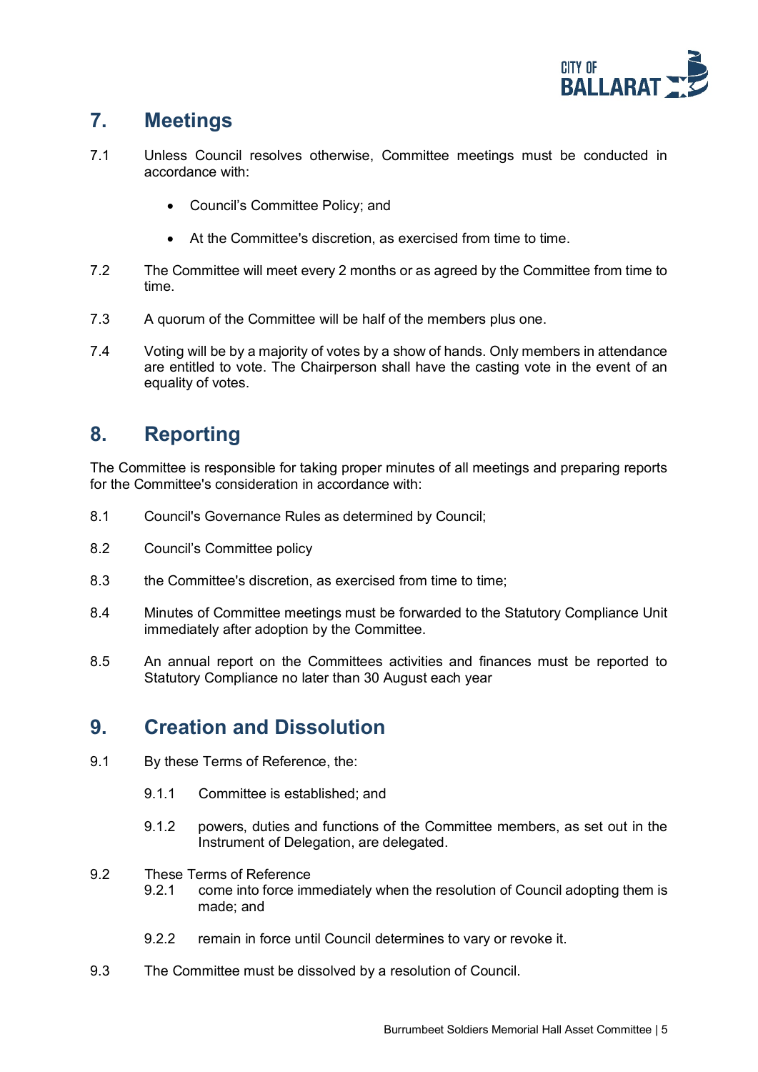## 7. Meetings

7.1 Unless Council resolves otherwise, Committee meetings must be conducted in accordance with:

- Council's Committee Policy; and
- At the Committee's discretion, as exercised from time to time.

7.2 The Committee will meet every 2 months or as agreed by the Committee from time to time.

7.3 A quorum of the Committee will be half of the members plus one.

7.4 Voting will be by a majority of votes by a show of hands. Only members in attendance are entitled to vote. The Chairperson shall have the casting vote in the event of an equality of votes.

## 8. Reporting

The Committee is responsible for taking proper minutes of all meetings and preparing reports for the Committee's consideration in accordance with:

8.1 Council's Governance Rules as determined by Council;

8.2 Council's Committee policy

8.3 the Committee's discretion, as exercised from time to time;

8.4 Minutes of Committee meetings must be forwarded to the Statutory Compliance Unit immediately after adoption by the Committee.

8.5 An annual report on the Committees activities and finances must be reported to Statutory Compliance no later than 30 August each year

## 9. Creation and Dissolution

9.1 By these Terms of Reference, the:

9.1.1 Committee is established; and

9.1.2 powers, duties and functions of the Committee members, as set out in the Instrument of Delegation, are delegated.

9.2 These Terms of Reference

9.2.1 come into force immediately when the resolution of Council adopting them is made; and

9.2.2 remain in force until Council determines to vary or revoke it.

9.3 The Committee must be dissolved by a resolution of Council.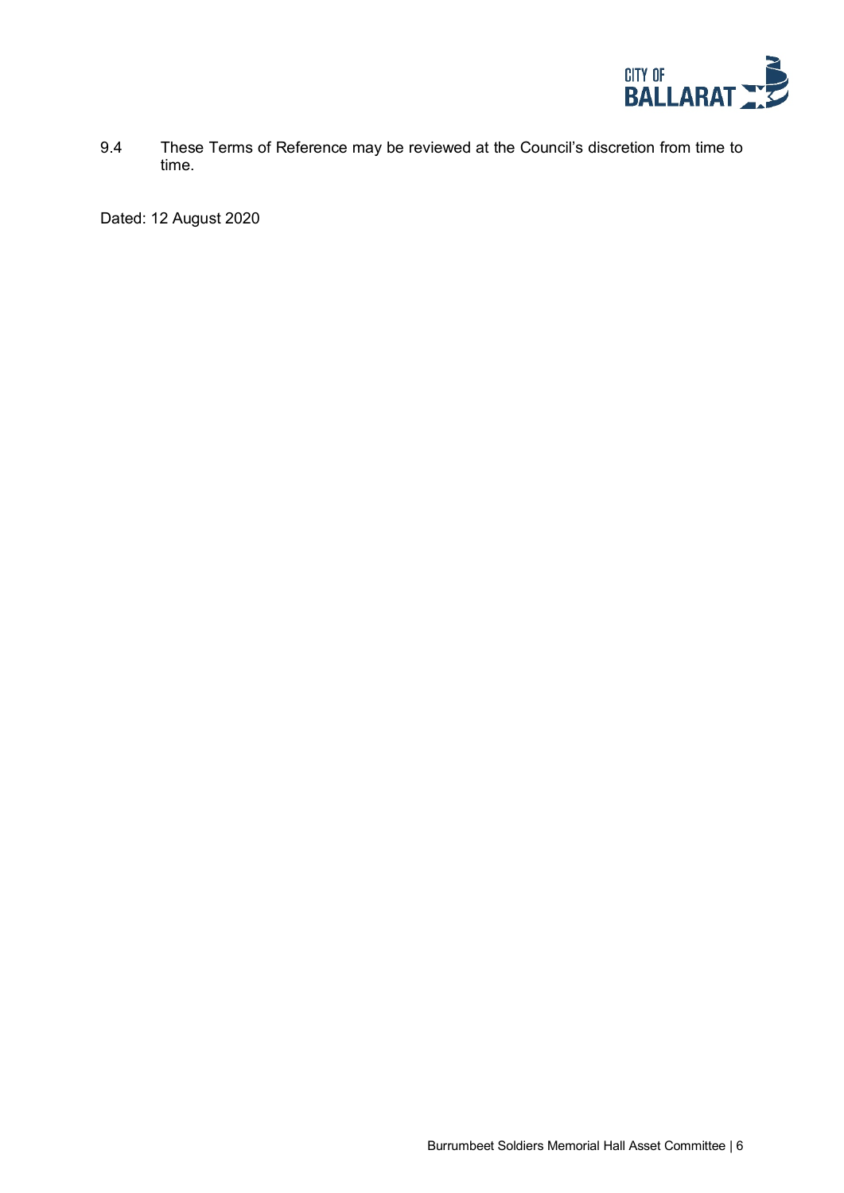9.4 These Terms of Reference may be reviewed at the Council's discretion from time to time.

Dated: 12 August 2020